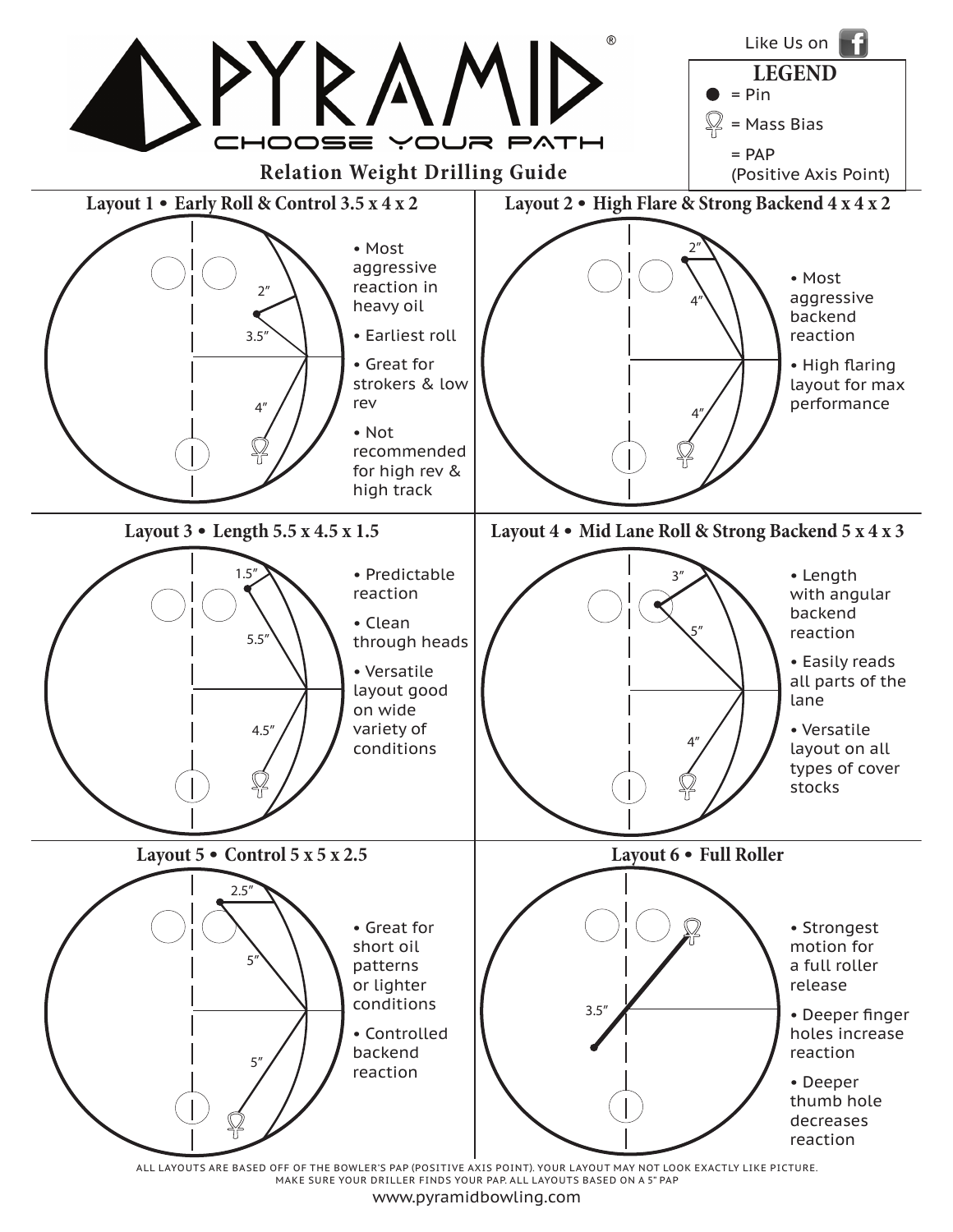# PYRAMID®

CHOOSE YOUR PATH

Like Us on

**LEGEND**

- ● = Pin
- = Mass Bias
- = PAP (Positive Axis Point)

## Relation Weight Drilling Guide

### Layout 1 • Early Roll & Control 3.5 x 4 x 2

2″ 3.5″ 4″

- Most aggressive reaction in heavy oil
- Earliest roll
- Great for strokers & low rev
- Not recommended for high rev & high track

### Layout 2 • High Flare & Strong Backend 4 x 4 x 2

2″ 4″ 4″

- Most aggressive backend reaction
- High flaring layout for max performance

### Layout 3 • Length 5.5 x 4.5 x 1.5

1.5″ 5.5″ 4.5″

- Predictable reaction
- Clean through heads
- Versatile layout good on wide variety of conditions

### Layout 4 • Mid Lane Roll & Strong Backend 5 x 4 x 3

3″ 5″ 4″

- Length with angular backend reaction
- Easily reads all parts of the lane
- Versatile layout on all types of cover stocks

### Layout 5 • Control 5 x 5 x 2.5

2.5″ 5″ 5″

- Great for short oil patterns or lighter conditions
- Controlled backend reaction

### Layout 6 • Full Roller

3.5″

- Strongest motion for a full roller release
- Deeper finger holes increase reaction
- Deeper thumb hole decreases reaction

ALL LAYOUTS ARE BASED OFF OF THE BOWLER'S PAP (POSITIVE AXIS POINT). YOUR LAYOUT MAY NOT LOOK EXACTLY LIKE PICTURE. MAKE SURE YOUR DRILLER FINDS YOUR PAP. ALL LAYOUTS BASED ON A 5″ PAP

www.pyramidbowling.com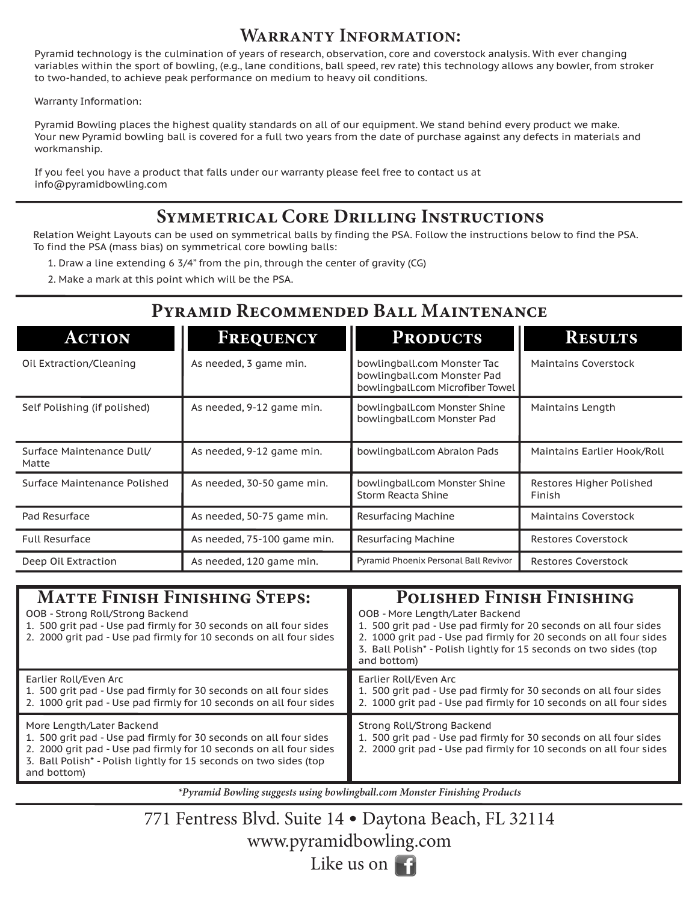## Warranty Information:

Pyramid technology is the culmination of years of research, observation, core and coverstock analysis. With ever changing variables within the sport of bowling, (e.g., lane conditions, ball speed, rev rate) this technology allows any bowler, from stroker to two-handed, to achieve peak performance on medium to heavy oil conditions.

Warranty Information:

Pyramid Bowling places the highest quality standards on all of our equipment. We stand behind every product we make. Your new Pyramid bowling ball is covered for a full two years from the date of purchase against any defects in materials and workmanship.

If you feel you have a product that falls under our warranty please feel free to contact us at info@pyramidbowling.com

## Symmetrical Core Drilling Instructions

Relation Weight Layouts can be used on symmetrical balls by finding the PSA. Follow the instructions below to find the PSA. To find the PSA (mass bias) on symmetrical core bowling balls:

1. Draw a line extending 6 3/4" from the pin, through the center of gravity (CG)
2. Make a mark at this point which will be the PSA.

## Pyramid Recommended Ball Maintenance

| Action | Frequency | Products | Results |
|---|---|---|---|
| Oil Extraction/Cleaning | As needed, 3 game min. | bowlingball.com Monster Tac<br>bowlingball.com Monster Pad<br>bowlingball.com Microfiber Towel | Maintains Coverstock |
| Self Polishing (if polished) | As needed, 9-12 game min. | bowlingball.com Monster Shine<br>bowlingball.com Monster Pad | Maintains Length |
| Surface Maintenance Dull/ Matte | As needed, 9-12 game min. | bowlingball.com Abralon Pads | Maintains Earlier Hook/Roll |
| Surface Maintenance Polished | As needed, 30-50 game min. | bowlingball.com Monster Shine<br>Storm Reacta Shine | Restores Higher Polished Finish |
| Pad Resurface | As needed, 50-75 game min. | Resurfacing Machine | Maintains Coverstock |
| Full Resurface | As needed, 75-100 game min. | Resurfacing Machine | Restores Coverstock |
| Deep Oil Extraction | As needed, 120 game min. | Pyramid Phoenix Personal Ball Revivor | Restores Coverstock |

| Matte Finish Finishing Steps: | Polished Finish Finishing |
|---|---|
| OOB - Strong Roll/Strong Backend<br>1. 500 grit pad - Use pad firmly for 30 seconds on all four sides<br>2. 2000 grit pad - Use pad firmly for 10 seconds on all four sides | OOB - More Length/Later Backend<br>1. 500 grit pad - Use pad firmly for 20 seconds on all four sides<br>2. 1000 grit pad - Use pad firmly for 20 seconds on all four sides<br>3. Ball Polish* - Polish lightly for 15 seconds on two sides (top and bottom) |
| Earlier Roll/Even Arc<br>1. 500 grit pad - Use pad firmly for 30 seconds on all four sides<br>2. 1000 grit pad - Use pad firmly for 10 seconds on all four sides | Earlier Roll/Even Arc<br>1. 500 grit pad - Use pad firmly for 30 seconds on all four sides<br>2. 1000 grit pad - Use pad firmly for 10 seconds on all four sides |
| More Length/Later Backend<br>1. 500 grit pad - Use pad firmly for 30 seconds on all four sides<br>2. 2000 grit pad - Use pad firmly for 10 seconds on all four sides<br>3. Ball Polish* - Polish lightly for 15 seconds on two sides (top and bottom) | Strong Roll/Strong Backend<br>1. 500 grit pad - Use pad firmly for 30 seconds on all four sides<br>2. 2000 grit pad - Use pad firmly for 10 seconds on all four sides |

*\*Pyramid Bowling suggests using bowlingball.com Monster Finishing Products*

771 Fentress Blvd. Suite 14 • Daytona Beach, FL 32114
www.pyramidbowling.com
Like us on